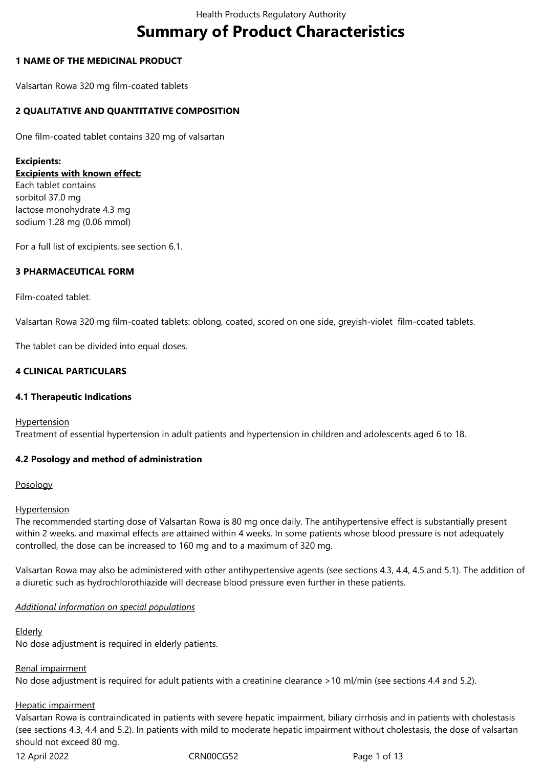# Summary of Product Characteristics

## 1 NAME OF THE MEDICINAL PRODUCT

Valsartan Rowa 320 mg film-coated tablets

## 2 QUALITATIVE AND QUANTITATIVE COMPOSITION

One film-coated tablet contains 320 mg of valsartan

**Excipients:**
**Excipients with known effect:**
Each tablet contains
sorbitol 37.0 mg
lactose monohydrate 4.3 mg
sodium 1.28 mg (0.06 mmol)

For a full list of excipients, see section 6.1.

## 3 PHARMACEUTICAL FORM

Film-coated tablet.

Valsartan Rowa 320 mg film-coated tablets: oblong, coated, scored on one side, greyish-violet film-coated tablets.

The tablet can be divided into equal doses.

## 4 CLINICAL PARTICULARS

### 4.1 Therapeutic Indications

Hypertension
Treatment of essential hypertension in adult patients and hypertension in children and adolescents aged 6 to 18.

### 4.2 Posology and method of administration

Posology

Hypertension
The recommended starting dose of Valsartan Rowa is 80 mg once daily. The antihypertensive effect is substantially present within 2 weeks, and maximal effects are attained within 4 weeks. In some patients whose blood pressure is not adequately controlled, the dose can be increased to 160 mg and to a maximum of 320 mg.

Valsartan Rowa may also be administered with other antihypertensive agents (see sections 4.3, 4.4, 4.5 and 5.1). The addition of a diuretic such as hydrochlorothiazide will decrease blood pressure even further in these patients.

*Additional information on special populations*

Elderly
No dose adjustment is required in elderly patients.

Renal impairment
No dose adjustment is required for adult patients with a creatinine clearance >10 ml/min (see sections 4.4 and 5.2).

Hepatic impairment
Valsartan Rowa is contraindicated in patients with severe hepatic impairment, biliary cirrhosis and in patients with cholestasis (see sections 4.3, 4.4 and 5.2). In patients with mild to moderate hepatic impairment without cholestasis, the dose of valsartan should not exceed 80 mg.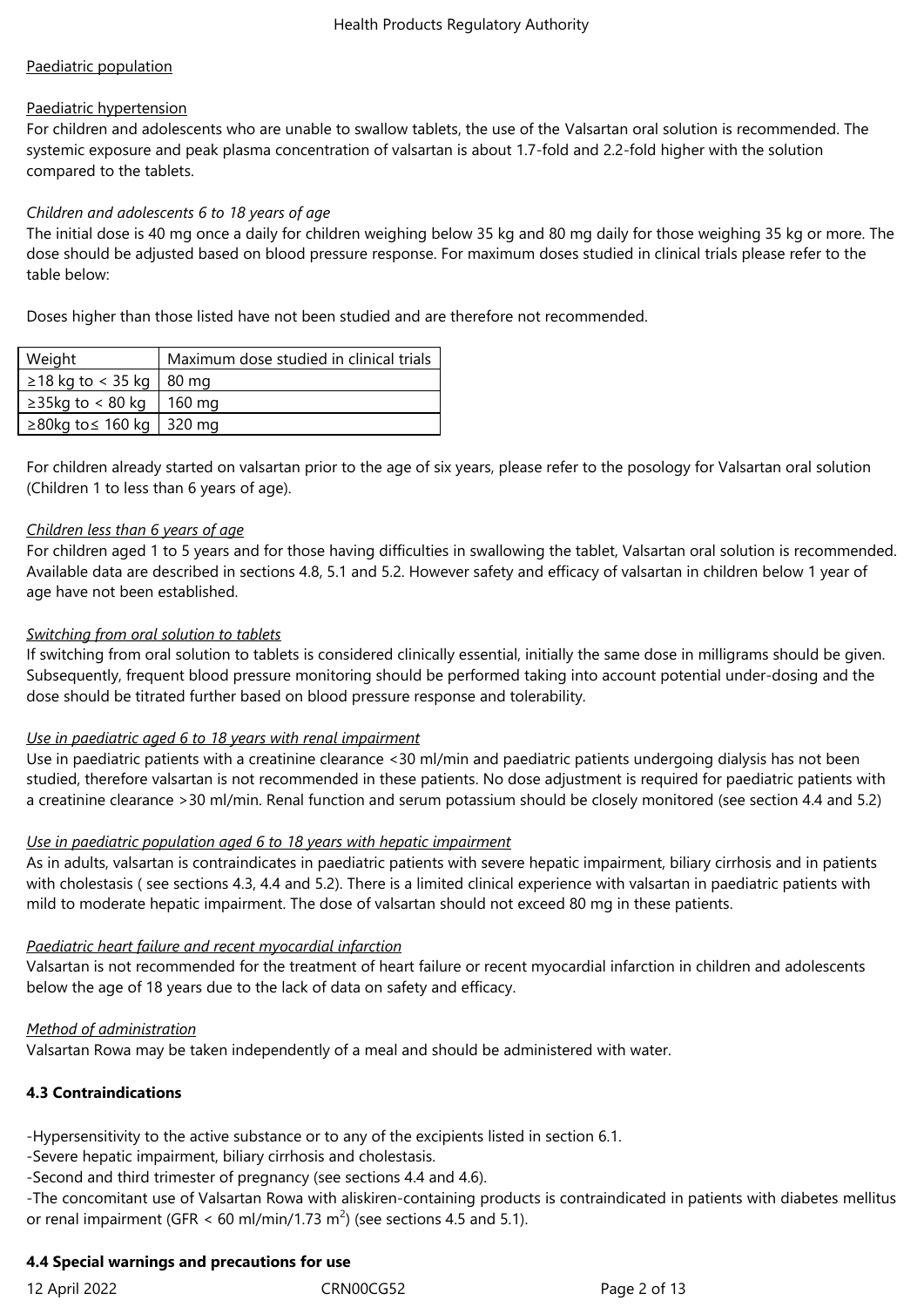Paediatric population

Paediatric hypertension

For children and adolescents who are unable to swallow tablets, the use of the Valsartan oral solution is recommended. The systemic exposure and peak plasma concentration of valsartan is about 1.7-fold and 2.2-fold higher with the solution compared to the tablets.

*Children and adolescents 6 to 18 years of age*

The initial dose is 40 mg once a daily for children weighing below 35 kg and 80 mg daily for those weighing 35 kg or more. The dose should be adjusted based on blood pressure response. For maximum doses studied in clinical trials please refer to the table below:

Doses higher than those listed have not been studied and are therefore not recommended.

| Weight | Maximum dose studied in clinical trials |
|---|---|
| ≥18 kg to < 35 kg | 80 mg |
| ≥35kg to < 80 kg | 160 mg |
| ≥80kg to≤ 160 kg | 320 mg |

For children already started on valsartan prior to the age of six years, please refer to the posology for Valsartan oral solution (Children 1 to less than 6 years of age).

*Children less than 6 years of age*

For children aged 1 to 5 years and for those having difficulties in swallowing the tablet, Valsartan oral solution is recommended. Available data are described in sections 4.8, 5.1 and 5.2. However safety and efficacy of valsartan in children below 1 year of age have not been established.

*Switching from oral solution to tablets*

If switching from oral solution to tablets is considered clinically essential, initially the same dose in milligrams should be given. Subsequently, frequent blood pressure monitoring should be performed taking into account potential under-dosing and the dose should be titrated further based on blood pressure response and tolerability.

*Use in paediatric aged 6 to 18 years with renal impairment*

Use in paediatric patients with a creatinine clearance <30 ml/min and paediatric patients undergoing dialysis has not been studied, therefore valsartan is not recommended in these patients. No dose adjustment is required for paediatric patients with a creatinine clearance >30 ml/min. Renal function and serum potassium should be closely monitored (see section 4.4 and 5.2)

*Use in paediatric population aged 6 to 18 years with hepatic impairment*

As in adults, valsartan is contraindicates in paediatric patients with severe hepatic impairment, biliary cirrhosis and in patients with cholestasis ( see sections 4.3, 4.4 and 5.2). There is a limited clinical experience with valsartan in paediatric patients with mild to moderate hepatic impairment. The dose of valsartan should not exceed 80 mg in these patients.

*Paediatric heart failure and recent myocardial infarction*

Valsartan is not recommended for the treatment of heart failure or recent myocardial infarction in children and adolescents below the age of 18 years due to the lack of data on safety and efficacy.

*Method of administration*

Valsartan Rowa may be taken independently of a meal and should be administered with water.

**4.3 Contraindications**

-Hypersensitivity to the active substance or to any of the excipients listed in section 6.1.
-Severe hepatic impairment, biliary cirrhosis and cholestasis.
-Second and third trimester of pregnancy (see sections 4.4 and 4.6).
-The concomitant use of Valsartan Rowa with aliskiren-containing products is contraindicated in patients with diabetes mellitus or renal impairment (GFR < 60 ml/min/1.73 $m^2$) (see sections 4.5 and 5.1).

**4.4 Special warnings and precautions for use**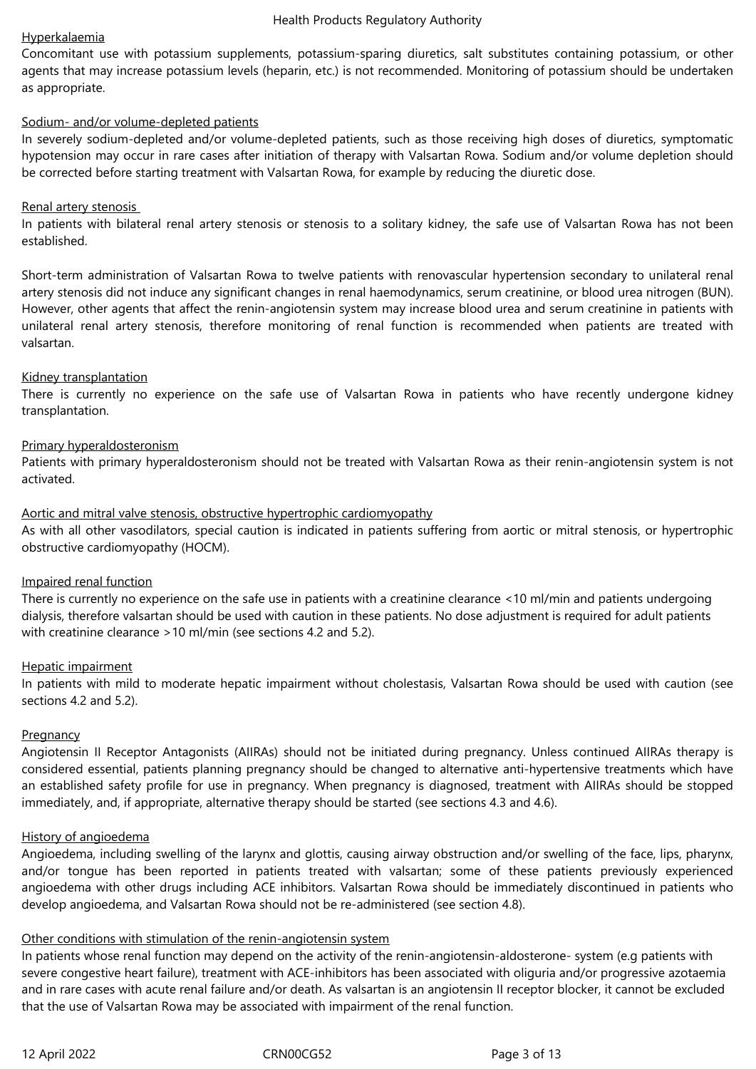<u>Hyperkalaemia</u>

Concomitant use with potassium supplements, potassium-sparing diuretics, salt substitutes containing potassium, or other agents that may increase potassium levels (heparin, etc.) is not recommended. Monitoring of potassium should be undertaken as appropriate.

<u>Sodium- and/or volume-depleted patients</u>

In severely sodium-depleted and/or volume-depleted patients, such as those receiving high doses of diuretics, symptomatic hypotension may occur in rare cases after initiation of therapy with Valsartan Rowa. Sodium and/or volume depletion should be corrected before starting treatment with Valsartan Rowa, for example by reducing the diuretic dose.

<u>Renal artery stenosis</u>

In patients with bilateral renal artery stenosis or stenosis to a solitary kidney, the safe use of Valsartan Rowa has not been established.

Short-term administration of Valsartan Rowa to twelve patients with renovascular hypertension secondary to unilateral renal artery stenosis did not induce any significant changes in renal haemodynamics, serum creatinine, or blood urea nitrogen (BUN). However, other agents that affect the renin-angiotensin system may increase blood urea and serum creatinine in patients with unilateral renal artery stenosis, therefore monitoring of renal function is recommended when patients are treated with valsartan.

<u>Kidney transplantation</u>

There is currently no experience on the safe use of Valsartan Rowa in patients who have recently undergone kidney transplantation.

<u>Primary hyperaldosteronism</u>

Patients with primary hyperaldosteronism should not be treated with Valsartan Rowa as their renin-angiotensin system is not activated.

<u>Aortic and mitral valve stenosis, obstructive hypertrophic cardiomyopathy</u>

As with all other vasodilators, special caution is indicated in patients suffering from aortic or mitral stenosis, or hypertrophic obstructive cardiomyopathy (HOCM).

<u>Impaired renal function</u>

There is currently no experience on the safe use in patients with a creatinine clearance <10 ml/min and patients undergoing dialysis, therefore valsartan should be used with caution in these patients. No dose adjustment is required for adult patients with creatinine clearance >10 ml/min (see sections 4.2 and 5.2).

<u>Hepatic impairment</u>

In patients with mild to moderate hepatic impairment without cholestasis, Valsartan Rowa should be used with caution (see sections 4.2 and 5.2).

<u>Pregnancy</u>

Angiotensin II Receptor Antagonists (AIIRAs) should not be initiated during pregnancy. Unless continued AIIRAs therapy is considered essential, patients planning pregnancy should be changed to alternative anti-hypertensive treatments which have an established safety profile for use in pregnancy. When pregnancy is diagnosed, treatment with AIIRAs should be stopped immediately, and, if appropriate, alternative therapy should be started (see sections 4.3 and 4.6).

<u>History of angioedema</u>

Angioedema, including swelling of the larynx and glottis, causing airway obstruction and/or swelling of the face, lips, pharynx, and/or tongue has been reported in patients treated with valsartan; some of these patients previously experienced angioedema with other drugs including ACE inhibitors. Valsartan Rowa should be immediately discontinued in patients who develop angioedema, and Valsartan Rowa should not be re-administered (see section 4.8).

<u>Other conditions with stimulation of the renin-angiotensin system</u>

In patients whose renal function may depend on the activity of the renin-angiotensin-aldosterone- system (e.g patients with severe congestive heart failure), treatment with ACE-inhibitors has been associated with oliguria and/or progressive azotaemia and in rare cases with acute renal failure and/or death. As valsartan is an angiotensin II receptor blocker, it cannot be excluded that the use of Valsartan Rowa may be associated with impairment of the renal function.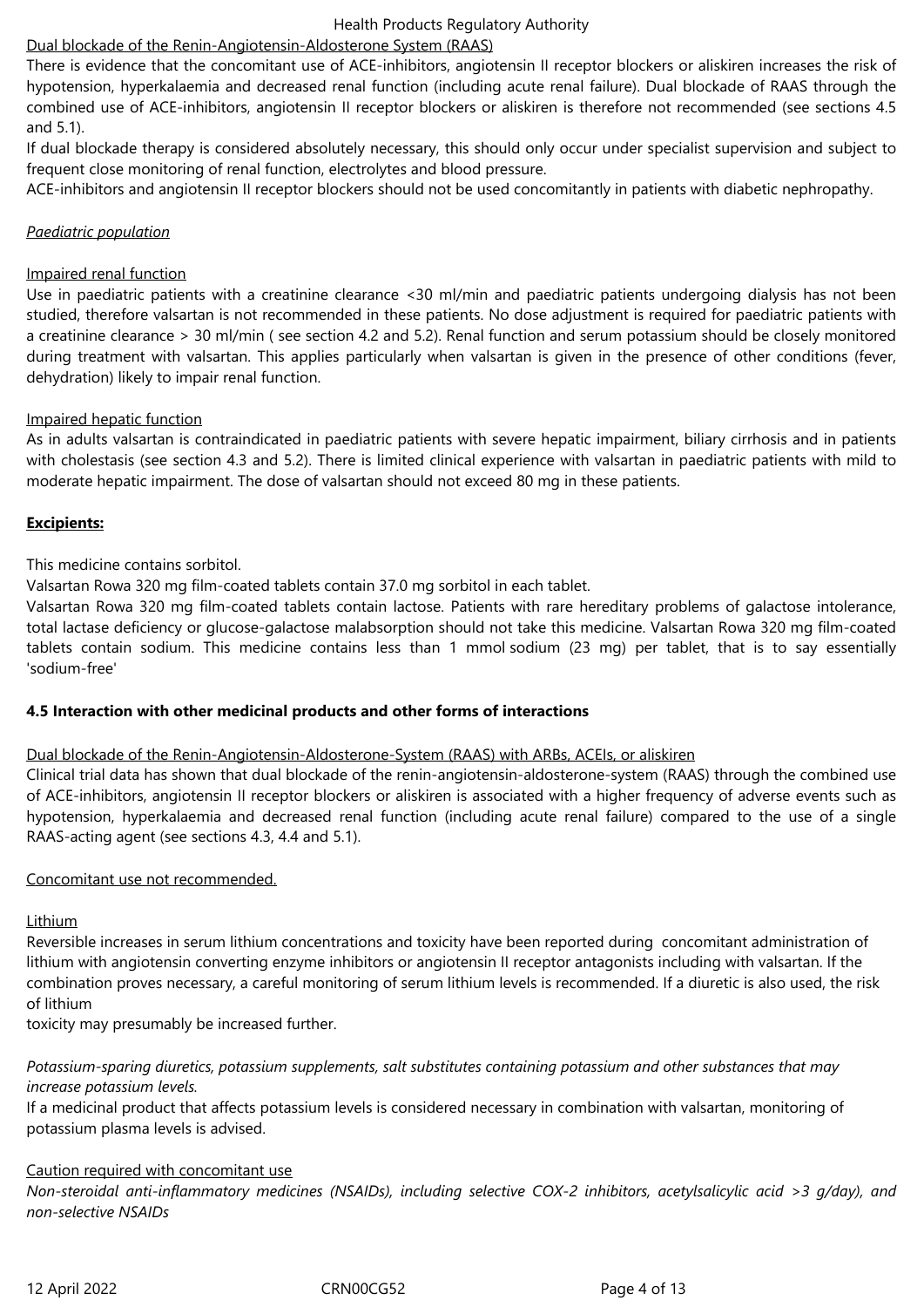Dual blockade of the Renin-Angiotensin-Aldosterone System (RAAS)

There is evidence that the concomitant use of ACE-inhibitors, angiotensin II receptor blockers or aliskiren increases the risk of hypotension, hyperkalaemia and decreased renal function (including acute renal failure). Dual blockade of RAAS through the combined use of ACE-inhibitors, angiotensin II receptor blockers or aliskiren is therefore not recommended (see sections 4.5 and 5.1).

If dual blockade therapy is considered absolutely necessary, this should only occur under specialist supervision and subject to frequent close monitoring of renal function, electrolytes and blood pressure.

ACE-inhibitors and angiotensin II receptor blockers should not be used concomitantly in patients with diabetic nephropathy.

*Paediatric population*

Impaired renal function

Use in paediatric patients with a creatinine clearance <30 ml/min and paediatric patients undergoing dialysis has not been studied, therefore valsartan is not recommended in these patients. No dose adjustment is required for paediatric patients with a creatinine clearance > 30 ml/min ( see section 4.2 and 5.2). Renal function and serum potassium should be closely monitored during treatment with valsartan. This applies particularly when valsartan is given in the presence of other conditions (fever, dehydration) likely to impair renal function.

Impaired hepatic function

As in adults valsartan is contraindicated in paediatric patients with severe hepatic impairment, biliary cirrhosis and in patients with cholestasis (see section 4.3 and 5.2). There is limited clinical experience with valsartan in paediatric patients with mild to moderate hepatic impairment. The dose of valsartan should not exceed 80 mg in these patients.

**Excipients:**

This medicine contains sorbitol.

Valsartan Rowa 320 mg film-coated tablets contain 37.0 mg sorbitol in each tablet.

Valsartan Rowa 320 mg film-coated tablets contain lactose. Patients with rare hereditary problems of galactose intolerance, total lactase deficiency or glucose-galactose malabsorption should not take this medicine. Valsartan Rowa 320 mg film-coated tablets contain sodium. This medicine contains less than 1 mmol sodium (23 mg) per tablet, that is to say essentially 'sodium-free'

**4.5 Interaction with other medicinal products and other forms of interactions**

Dual blockade of the Renin-Angiotensin-Aldosterone-System (RAAS) with ARBs, ACEIs, or aliskiren

Clinical trial data has shown that dual blockade of the renin-angiotensin-aldosterone-system (RAAS) through the combined use of ACE-inhibitors, angiotensin II receptor blockers or aliskiren is associated with a higher frequency of adverse events such as hypotension, hyperkalaemia and decreased renal function (including acute renal failure) compared to the use of a single RAAS-acting agent (see sections 4.3, 4.4 and 5.1).

Concomitant use not recommended.

Lithium

Reversible increases in serum lithium concentrations and toxicity have been reported during concomitant administration of lithium with angiotensin converting enzyme inhibitors or angiotensin II receptor antagonists including with valsartan. If the combination proves necessary, a careful monitoring of serum lithium levels is recommended. If a diuretic is also used, the risk of lithium toxicity may presumably be increased further.

*Potassium-sparing diuretics, potassium supplements, salt substitutes containing potassium and other substances that may increase potassium levels.*

If a medicinal product that affects potassium levels is considered necessary in combination with valsartan, monitoring of potassium plasma levels is advised.

Caution required with concomitant use

*Non-steroidal anti-inflammatory medicines (NSAIDs), including selective COX-2 inhibitors, acetylsalicylic acid >3 g/day), and non-selective NSAIDs*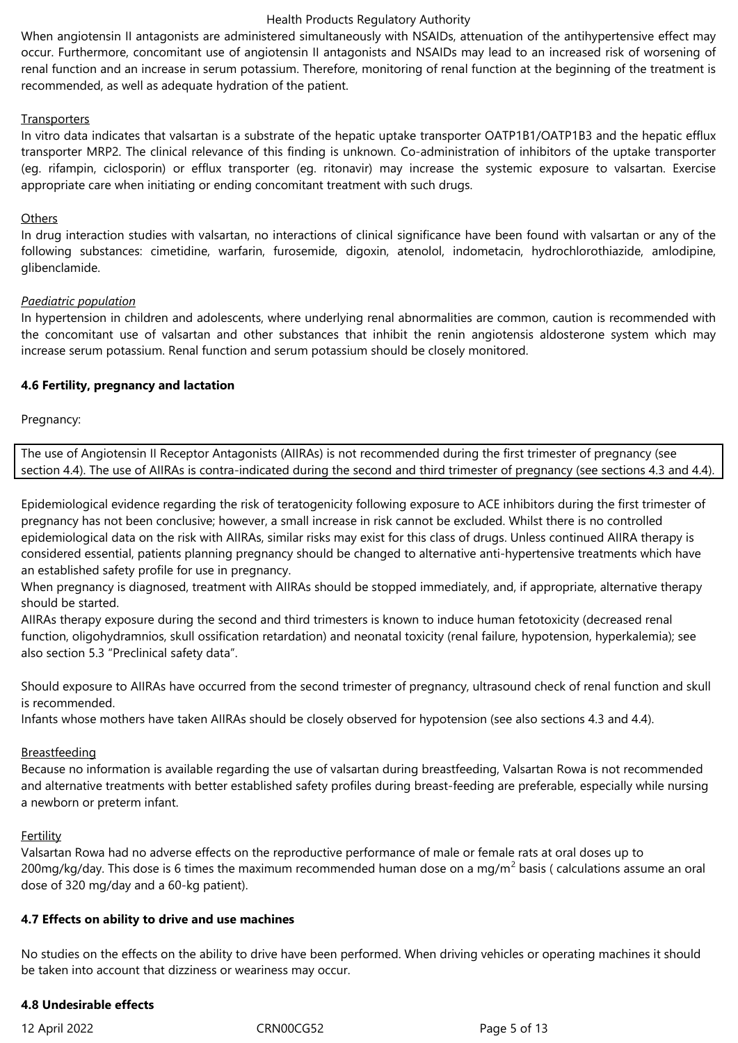When angiotensin II antagonists are administered simultaneously with NSAIDs, attenuation of the antihypertensive effect may occur. Furthermore, concomitant use of angiotensin II antagonists and NSAIDs may lead to an increased risk of worsening of renal function and an increase in serum potassium. Therefore, monitoring of renal function at the beginning of the treatment is recommended, as well as adequate hydration of the patient.

Transporters

In vitro data indicates that valsartan is a substrate of the hepatic uptake transporter OATP1B1/OATP1B3 and the hepatic efflux transporter MRP2. The clinical relevance of this finding is unknown. Co-administration of inhibitors of the uptake transporter (eg. rifampin, ciclosporin) or efflux transporter (eg. ritonavir) may increase the systemic exposure to valsartan. Exercise appropriate care when initiating or ending concomitant treatment with such drugs.

Others

In drug interaction studies with valsartan, no interactions of clinical significance have been found with valsartan or any of the following substances: cimetidine, warfarin, furosemide, digoxin, atenolol, indometacin, hydrochlorothiazide, amlodipine, glibenclamide.

*Paediatric population*

In hypertension in children and adolescents, where underlying renal abnormalities are common, caution is recommended with the concomitant use of valsartan and other substances that inhibit the renin angiotensis aldosterone system which may increase serum potassium. Renal function and serum potassium should be closely monitored.

**4.6 Fertility, pregnancy and lactation**

Pregnancy:

The use of Angiotensin II Receptor Antagonists (AIIRAs) is not recommended during the first trimester of pregnancy (see section 4.4). The use of AIIRAs is contra-indicated during the second and third trimester of pregnancy (see sections 4.3 and 4.4).

Epidemiological evidence regarding the risk of teratogenicity following exposure to ACE inhibitors during the first trimester of pregnancy has not been conclusive; however, a small increase in risk cannot be excluded. Whilst there is no controlled epidemiological data on the risk with AIIRAs, similar risks may exist for this class of drugs. Unless continued AIIRA therapy is considered essential, patients planning pregnancy should be changed to alternative anti-hypertensive treatments which have an established safety profile for use in pregnancy.
When pregnancy is diagnosed, treatment with AIIRAs should be stopped immediately, and, if appropriate, alternative therapy should be started.
AIIRAs therapy exposure during the second and third trimesters is known to induce human fetotoxicity (decreased renal function, oligohydramnios, skull ossification retardation) and neonatal toxicity (renal failure, hypotension, hyperkalemia); see also section 5.3 "Preclinical safety data".

Should exposure to AIIRAs have occurred from the second trimester of pregnancy, ultrasound check of renal function and skull is recommended.
Infants whose mothers have taken AIIRAs should be closely observed for hypotension (see also sections 4.3 and 4.4).

Breastfeeding

Because no information is available regarding the use of valsartan during breastfeeding, Valsartan Rowa is not recommended and alternative treatments with better established safety profiles during breast-feeding are preferable, especially while nursing a newborn or preterm infant.

Fertility

Valsartan Rowa had no adverse effects on the reproductive performance of male or female rats at oral doses up to 200mg/kg/day. This dose is 6 times the maximum recommended human dose on a mg/$m^2$ basis ( calculations assume an oral dose of 320 mg/day and a 60-kg patient).

**4.7 Effects on ability to drive and use machines**

No studies on the effects on the ability to drive have been performed. When driving vehicles or operating machines it should be taken into account that dizziness or weariness may occur.

**4.8 Undesirable effects**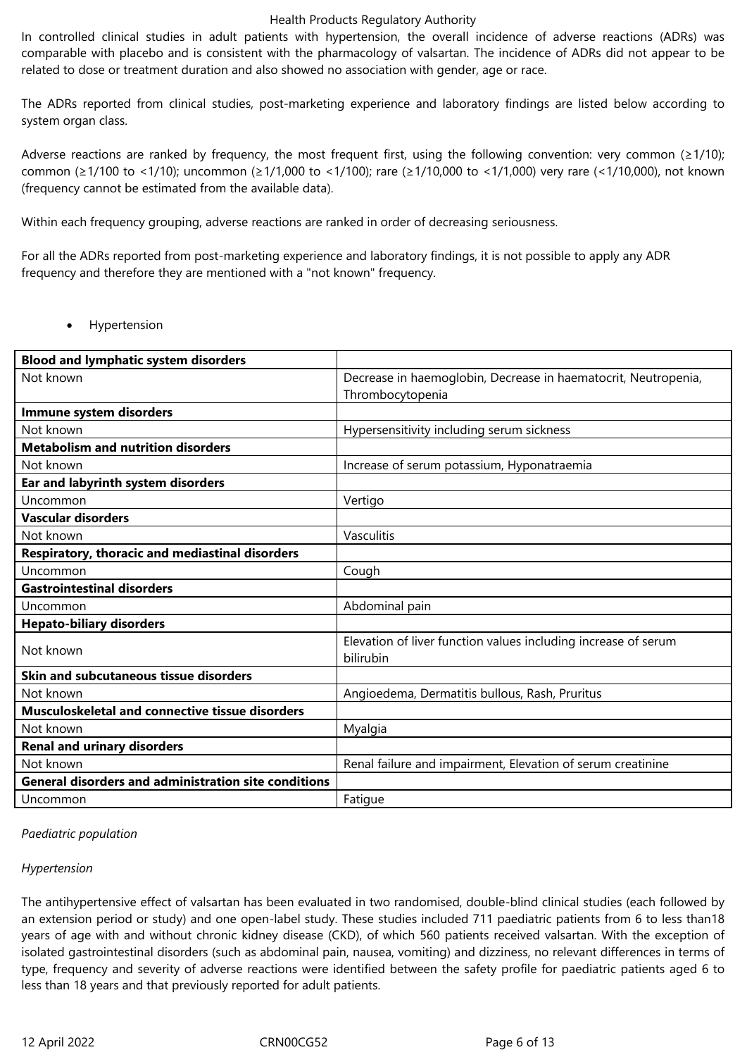In controlled clinical studies in adult patients with hypertension, the overall incidence of adverse reactions (ADRs) was comparable with placebo and is consistent with the pharmacology of valsartan. The incidence of ADRs did not appear to be related to dose or treatment duration and also showed no association with gender, age or race.

The ADRs reported from clinical studies, post-marketing experience and laboratory findings are listed below according to system organ class.

Adverse reactions are ranked by frequency, the most frequent first, using the following convention: very common (≥1/10); common (≥1/100 to <1/10); uncommon (≥1/1,000 to <1/100); rare (≥1/10,000 to <1/1,000) very rare (<1/10,000), not known (frequency cannot be estimated from the available data).

Within each frequency grouping, adverse reactions are ranked in order of decreasing seriousness.

For all the ADRs reported from post-marketing experience and laboratory findings, it is not possible to apply any ADR frequency and therefore they are mentioned with a "not known" frequency.

- Hypertension

| | |
|---|---|
| **Blood and lymphatic system disorders** | |
| Not known | Decrease in haemoglobin, Decrease in haematocrit, Neutropenia, Thrombocytopenia |
| **Immune system disorders** | |
| Not known | Hypersensitivity including serum sickness |
| **Metabolism and nutrition disorders** | |
| Not known | Increase of serum potassium, Hyponatraemia |
| **Ear and labyrinth system disorders** | |
| Uncommon | Vertigo |
| **Vascular disorders** | |
| Not known | Vasculitis |
| **Respiratory, thoracic and mediastinal disorders** | |
| Uncommon | Cough |
| **Gastrointestinal disorders** | |
| Uncommon | Abdominal pain |
| **Hepato-biliary disorders** | |
| Not known | Elevation of liver function values including increase of serum bilirubin |
| **Skin and subcutaneous tissue disorders** | |
| Not known | Angioedema, Dermatitis bullous, Rash, Pruritus |
| **Musculoskeletal and connective tissue disorders** | |
| Not known | Myalgia |
| **Renal and urinary disorders** | |
| Not known | Renal failure and impairment, Elevation of serum creatinine |
| **General disorders and administration site conditions** | |
| Uncommon | Fatigue |

*Paediatric population*

*Hypertension*

The antihypertensive effect of valsartan has been evaluated in two randomised, double-blind clinical studies (each followed by an extension period or study) and one open-label study. These studies included 711 paediatric patients from 6 to less than18 years of age with and without chronic kidney disease (CKD), of which 560 patients received valsartan. With the exception of isolated gastrointestinal disorders (such as abdominal pain, nausea, vomiting) and dizziness, no relevant differences in terms of type, frequency and severity of adverse reactions were identified between the safety profile for paediatric patients aged 6 to less than 18 years and that previously reported for adult patients.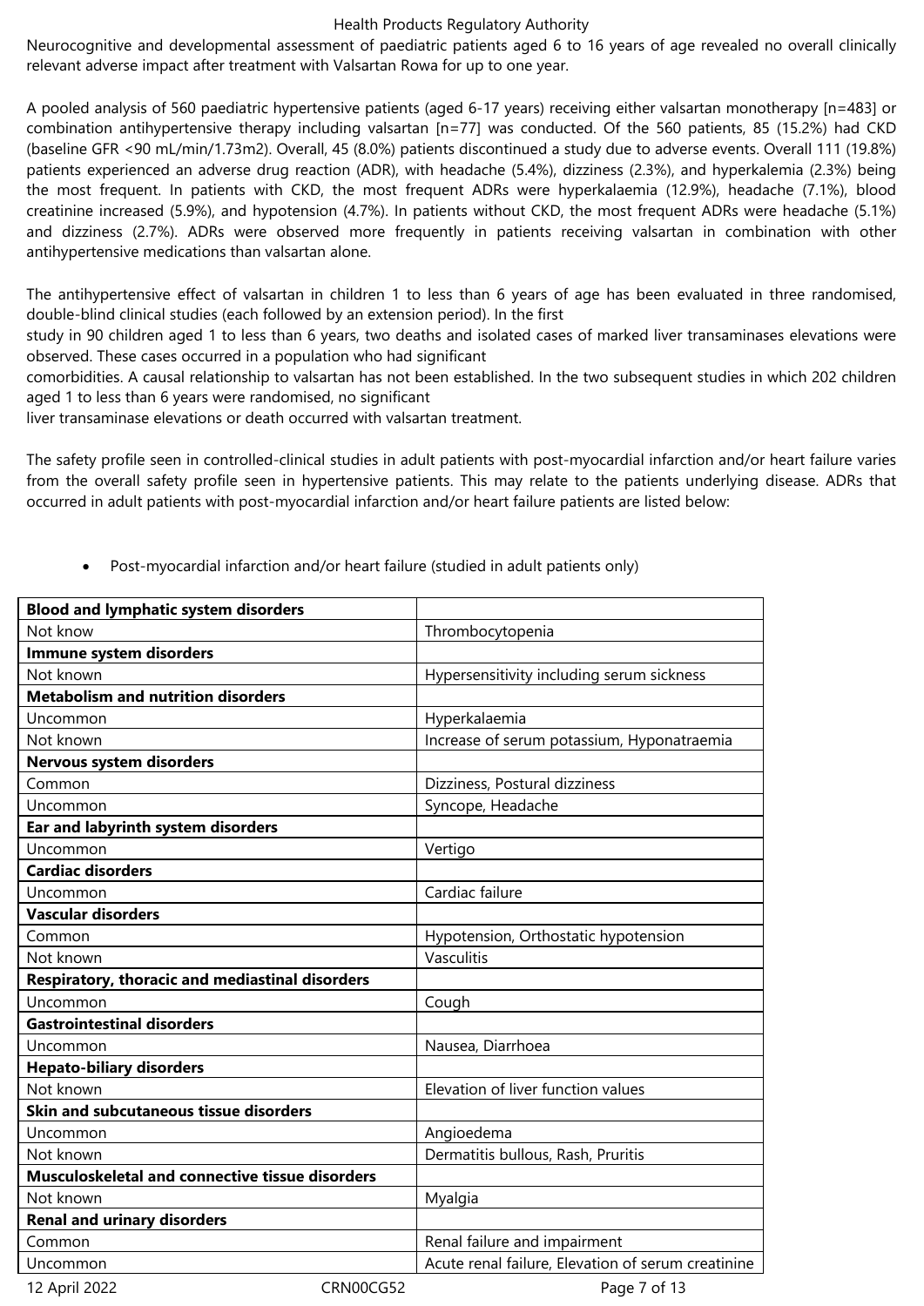Neurocognitive and developmental assessment of paediatric patients aged 6 to 16 years of age revealed no overall clinically relevant adverse impact after treatment with Valsartan Rowa for up to one year.

A pooled analysis of 560 paediatric hypertensive patients (aged 6-17 years) receiving either valsartan monotherapy [n=483] or combination antihypertensive therapy including valsartan [n=77] was conducted. Of the 560 patients, 85 (15.2%) had CKD (baseline GFR <90 mL/min/1.73m2). Overall, 45 (8.0%) patients discontinued a study due to adverse events. Overall 111 (19.8%) patients experienced an adverse drug reaction (ADR), with headache (5.4%), dizziness (2.3%), and hyperkalemia (2.3%) being the most frequent. In patients with CKD, the most frequent ADRs were hyperkalaemia (12.9%), headache (7.1%), blood creatinine increased (5.9%), and hypotension (4.7%). In patients without CKD, the most frequent ADRs were headache (5.1%) and dizziness (2.7%). ADRs were observed more frequently in patients receiving valsartan in combination with other antihypertensive medications than valsartan alone.

The antihypertensive effect of valsartan in children 1 to less than 6 years of age has been evaluated in three randomised, double-blind clinical studies (each followed by an extension period). In the first study in 90 children aged 1 to less than 6 years, two deaths and isolated cases of marked liver transaminases elevations were observed. These cases occurred in a population who had significant comorbidities. A causal relationship to valsartan has not been established. In the two subsequent studies in which 202 children aged 1 to less than 6 years were randomised, no significant liver transaminase elevations or death occurred with valsartan treatment.

The safety profile seen in controlled-clinical studies in adult patients with post-myocardial infarction and/or heart failure varies from the overall safety profile seen in hypertensive patients. This may relate to the patients underlying disease. ADRs that occurred in adult patients with post-myocardial infarction and/or heart failure patients are listed below:

- Post-myocardial infarction and/or heart failure (studied in adult patients only)

| | |
|---|---|
| **Blood and lymphatic system disorders** | |
| Not know | Thrombocytopenia |
| **Immune system disorders** | |
| Not known | Hypersensitivity including serum sickness |
| **Metabolism and nutrition disorders** | |
| Uncommon | Hyperkalaemia |
| Not known | Increase of serum potassium, Hyponatraemia |
| **Nervous system disorders** | |
| Common | Dizziness, Postural dizziness |
| Uncommon | Syncope, Headache |
| **Ear and labyrinth system disorders** | |
| Uncommon | Vertigo |
| **Cardiac disorders** | |
| Uncommon | Cardiac failure |
| **Vascular disorders** | |
| Common | Hypotension, Orthostatic hypotension |
| Not known | Vasculitis |
| **Respiratory, thoracic and mediastinal disorders** | |
| Uncommon | Cough |
| **Gastrointestinal disorders** | |
| Uncommon | Nausea, Diarrhoea |
| **Hepato-biliary disorders** | |
| Not known | Elevation of liver function values |
| **Skin and subcutaneous tissue disorders** | |
| Uncommon | Angioedema |
| Not known | Dermatitis bullous, Rash, Pruritis |
| **Musculoskeletal and connective tissue disorders** | |
| Not known | Myalgia |
| **Renal and urinary disorders** | |
| Common | Renal failure and impairment |
| Uncommon | Acute renal failure, Elevation of serum creatinine |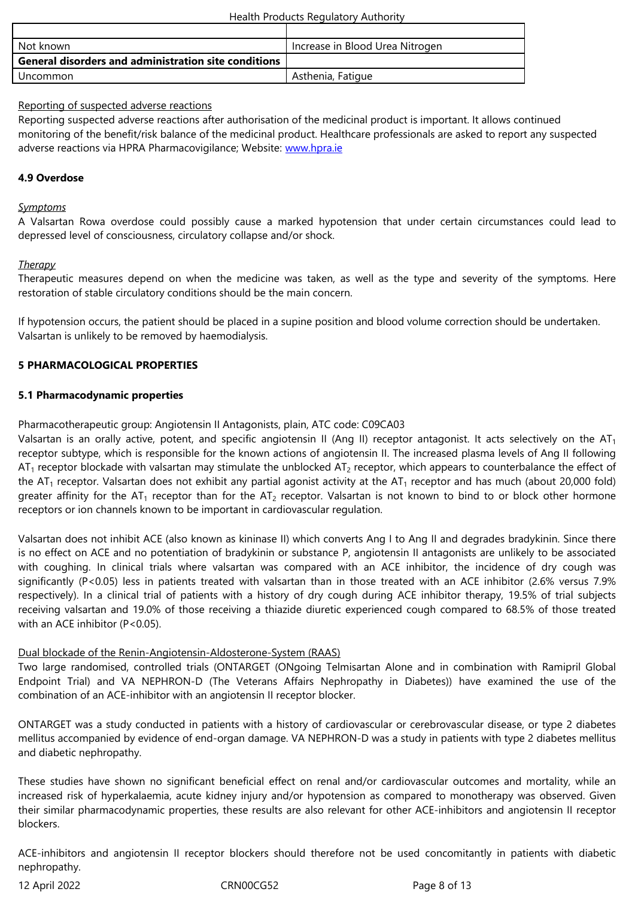| | |
|---|---|
| Not known | Increase in Blood Urea Nitrogen |
| **General disorders and administration site conditions** | |
| Uncommon | Asthenia, Fatigue |

Reporting of suspected adverse reactions

Reporting suspected adverse reactions after authorisation of the medicinal product is important. It allows continued monitoring of the benefit/risk balance of the medicinal product. Healthcare professionals are asked to report any suspected adverse reactions via HPRA Pharmacovigilance; Website: www.hpra.ie

**4.9 Overdose**

*Symptoms*

A Valsartan Rowa overdose could possibly cause a marked hypotension that under certain circumstances could lead to depressed level of consciousness, circulatory collapse and/or shock.

*Therapy*

Therapeutic measures depend on when the medicine was taken, as well as the type and severity of the symptoms. Here restoration of stable circulatory conditions should be the main concern.

If hypotension occurs, the patient should be placed in a supine position and blood volume correction should be undertaken. Valsartan is unlikely to be removed by haemodialysis.

## 5 PHARMACOLOGICAL PROPERTIES

### 5.1 Pharmacodynamic properties

Pharmacotherapeutic group: Angiotensin II Antagonists, plain, ATC code: C09CA03

Valsartan is an orally active, potent, and specific angiotensin II (Ang II) receptor antagonist. It acts selectively on the $AT_1$ receptor subtype, which is responsible for the known actions of angiotensin II. The increased plasma levels of Ang II following $AT_1$ receptor blockade with valsartan may stimulate the unblocked $AT_2$ receptor, which appears to counterbalance the effect of the $AT_1$ receptor. Valsartan does not exhibit any partial agonist activity at the $AT_1$ receptor and has much (about 20,000 fold) greater affinity for the $AT_1$ receptor than for the $AT_2$ receptor. Valsartan is not known to bind to or block other hormone receptors or ion channels known to be important in cardiovascular regulation.

Valsartan does not inhibit ACE (also known as kininase II) which converts Ang I to Ang II and degrades bradykinin. Since there is no effect on ACE and no potentiation of bradykinin or substance P, angiotensin II antagonists are unlikely to be associated with coughing. In clinical trials where valsartan was compared with an ACE inhibitor, the incidence of dry cough was significantly ($P<0.05$) less in patients treated with valsartan than in those treated with an ACE inhibitor (2.6% versus 7.9% respectively). In a clinical trial of patients with a history of dry cough during ACE inhibitor therapy, 19.5% of trial subjects receiving valsartan and 19.0% of those receiving a thiazide diuretic experienced cough compared to 68.5% of those treated with an ACE inhibitor ($P<0.05$).

Dual blockade of the Renin-Angiotensin-Aldosterone-System (RAAS)

Two large randomised, controlled trials (ONTARGET (ONgoing Telmisartan Alone and in combination with Ramipril Global Endpoint Trial) and VA NEPHRON-D (The Veterans Affairs Nephropathy in Diabetes)) have examined the use of the combination of an ACE-inhibitor with an angiotensin II receptor blocker.

ONTARGET was a study conducted in patients with a history of cardiovascular or cerebrovascular disease, or type 2 diabetes mellitus accompanied by evidence of end-organ damage. VA NEPHRON-D was a study in patients with type 2 diabetes mellitus and diabetic nephropathy.

These studies have shown no significant beneficial effect on renal and/or cardiovascular outcomes and mortality, while an increased risk of hyperkalaemia, acute kidney injury and/or hypotension as compared to monotherapy was observed. Given their similar pharmacodynamic properties, these results are also relevant for other ACE-inhibitors and angiotensin II receptor blockers.

ACE-inhibitors and angiotensin II receptor blockers should therefore not be used concomitantly in patients with diabetic nephropathy.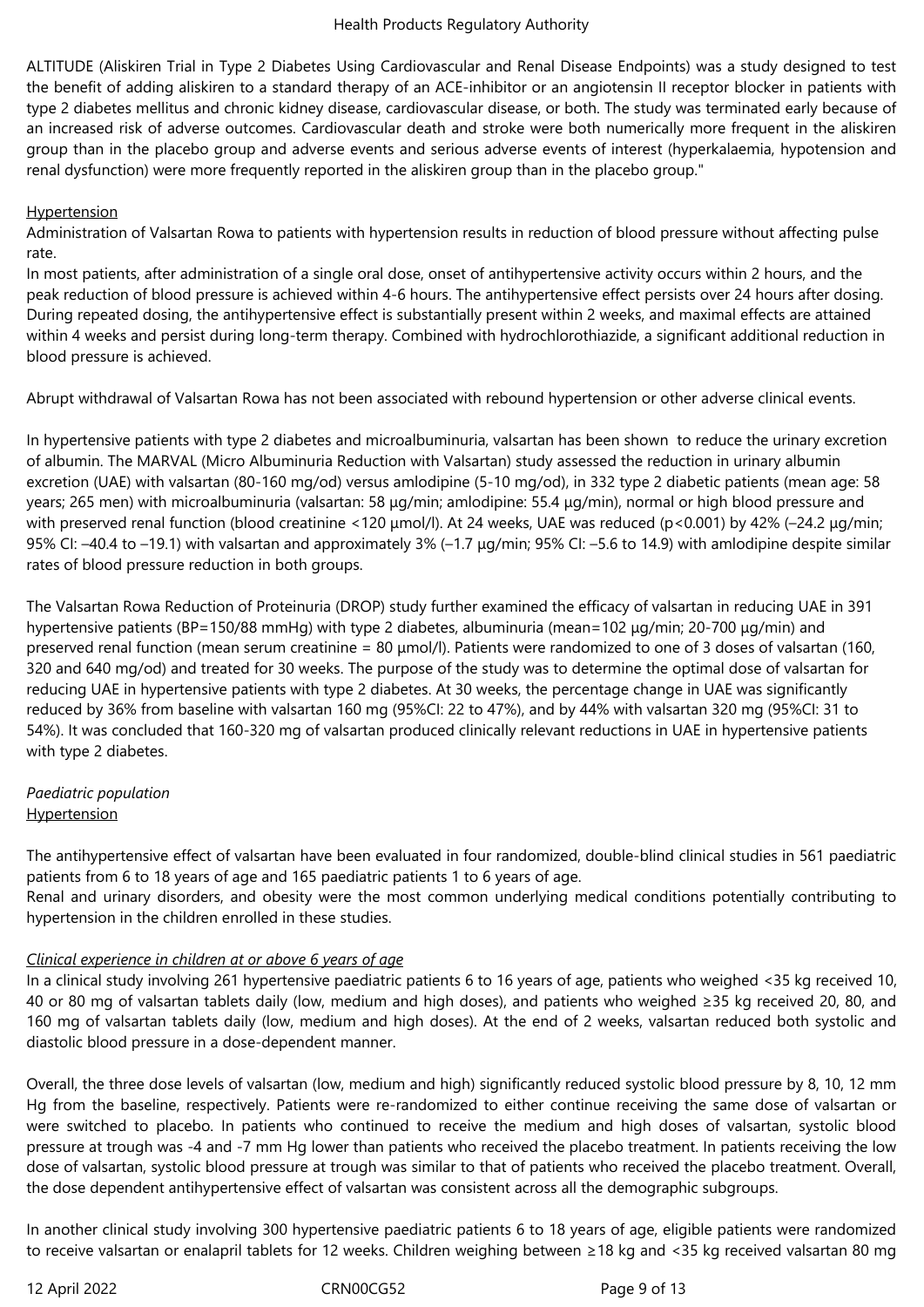ALTITUDE (Aliskiren Trial in Type 2 Diabetes Using Cardiovascular and Renal Disease Endpoints) was a study designed to test the benefit of adding aliskiren to a standard therapy of an ACE-inhibitor or an angiotensin II receptor blocker in patients with type 2 diabetes mellitus and chronic kidney disease, cardiovascular disease, or both. The study was terminated early because of an increased risk of adverse outcomes. Cardiovascular death and stroke were both numerically more frequent in the aliskiren group than in the placebo group and adverse events and serious adverse events of interest (hyperkalaemia, hypotension and renal dysfunction) were more frequently reported in the aliskiren group than in the placebo group."

Hypertension

Administration of Valsartan Rowa to patients with hypertension results in reduction of blood pressure without affecting pulse rate.

In most patients, after administration of a single oral dose, onset of antihypertensive activity occurs within 2 hours, and the peak reduction of blood pressure is achieved within 4-6 hours. The antihypertensive effect persists over 24 hours after dosing. During repeated dosing, the antihypertensive effect is substantially present within 2 weeks, and maximal effects are attained within 4 weeks and persist during long-term therapy. Combined with hydrochlorothiazide, a significant additional reduction in blood pressure is achieved.

Abrupt withdrawal of Valsartan Rowa has not been associated with rebound hypertension or other adverse clinical events.

In hypertensive patients with type 2 diabetes and microalbuminuria, valsartan has been shown to reduce the urinary excretion of albumin. The MARVAL (Micro Albuminuria Reduction with Valsartan) study assessed the reduction in urinary albumin excretion (UAE) with valsartan (80-160 mg/od) versus amlodipine (5-10 mg/od), in 332 type 2 diabetic patients (mean age: 58 years; 265 men) with microalbuminuria (valsartan: 58 µg/min; amlodipine: 55.4 µg/min), normal or high blood pressure and with preserved renal function (blood creatinine <120 µmol/l). At 24 weeks, UAE was reduced ($p<0.001$) by 42% (–24.2 µg/min; 95% CI: –40.4 to –19.1) with valsartan and approximately 3% (–1.7 µg/min; 95% CI: –5.6 to 14.9) with amlodipine despite similar rates of blood pressure reduction in both groups.

The Valsartan Rowa Reduction of Proteinuria (DROP) study further examined the efficacy of valsartan in reducing UAE in 391 hypertensive patients (BP=150/88 mmHg) with type 2 diabetes, albuminuria (mean=102 µg/min; 20-700 µg/min) and preserved renal function (mean serum creatinine = 80 µmol/l). Patients were randomized to one of 3 doses of valsartan (160, 320 and 640 mg/od) and treated for 30 weeks. The purpose of the study was to determine the optimal dose of valsartan for reducing UAE in hypertensive patients with type 2 diabetes. At 30 weeks, the percentage change in UAE was significantly reduced by 36% from baseline with valsartan 160 mg (95%CI: 22 to 47%), and by 44% with valsartan 320 mg (95%CI: 31 to 54%). It was concluded that 160-320 mg of valsartan produced clinically relevant reductions in UAE in hypertensive patients with type 2 diabetes.

*Paediatric population*

Hypertension

The antihypertensive effect of valsartan have been evaluated in four randomized, double-blind clinical studies in 561 paediatric patients from 6 to 18 years of age and 165 paediatric patients 1 to 6 years of age.

Renal and urinary disorders, and obesity were the most common underlying medical conditions potentially contributing to hypertension in the children enrolled in these studies.

*Clinical experience in children at or above 6 years of age*

In a clinical study involving 261 hypertensive paediatric patients 6 to 16 years of age, patients who weighed <35 kg received 10, 40 or 80 mg of valsartan tablets daily (low, medium and high doses), and patients who weighed ≥35 kg received 20, 80, and 160 mg of valsartan tablets daily (low, medium and high doses). At the end of 2 weeks, valsartan reduced both systolic and diastolic blood pressure in a dose-dependent manner.

Overall, the three dose levels of valsartan (low, medium and high) significantly reduced systolic blood pressure by 8, 10, 12 mm Hg from the baseline, respectively. Patients were re-randomized to either continue receiving the same dose of valsartan or were switched to placebo. In patients who continued to receive the medium and high doses of valsartan, systolic blood pressure at trough was -4 and -7 mm Hg lower than patients who received the placebo treatment. In patients receiving the low dose of valsartan, systolic blood pressure at trough was similar to that of patients who received the placebo treatment. Overall, the dose dependent antihypertensive effect of valsartan was consistent across all the demographic subgroups.

In another clinical study involving 300 hypertensive paediatric patients 6 to 18 years of age, eligible patients were randomized to receive valsartan or enalapril tablets for 12 weeks. Children weighing between ≥18 kg and <35 kg received valsartan 80 mg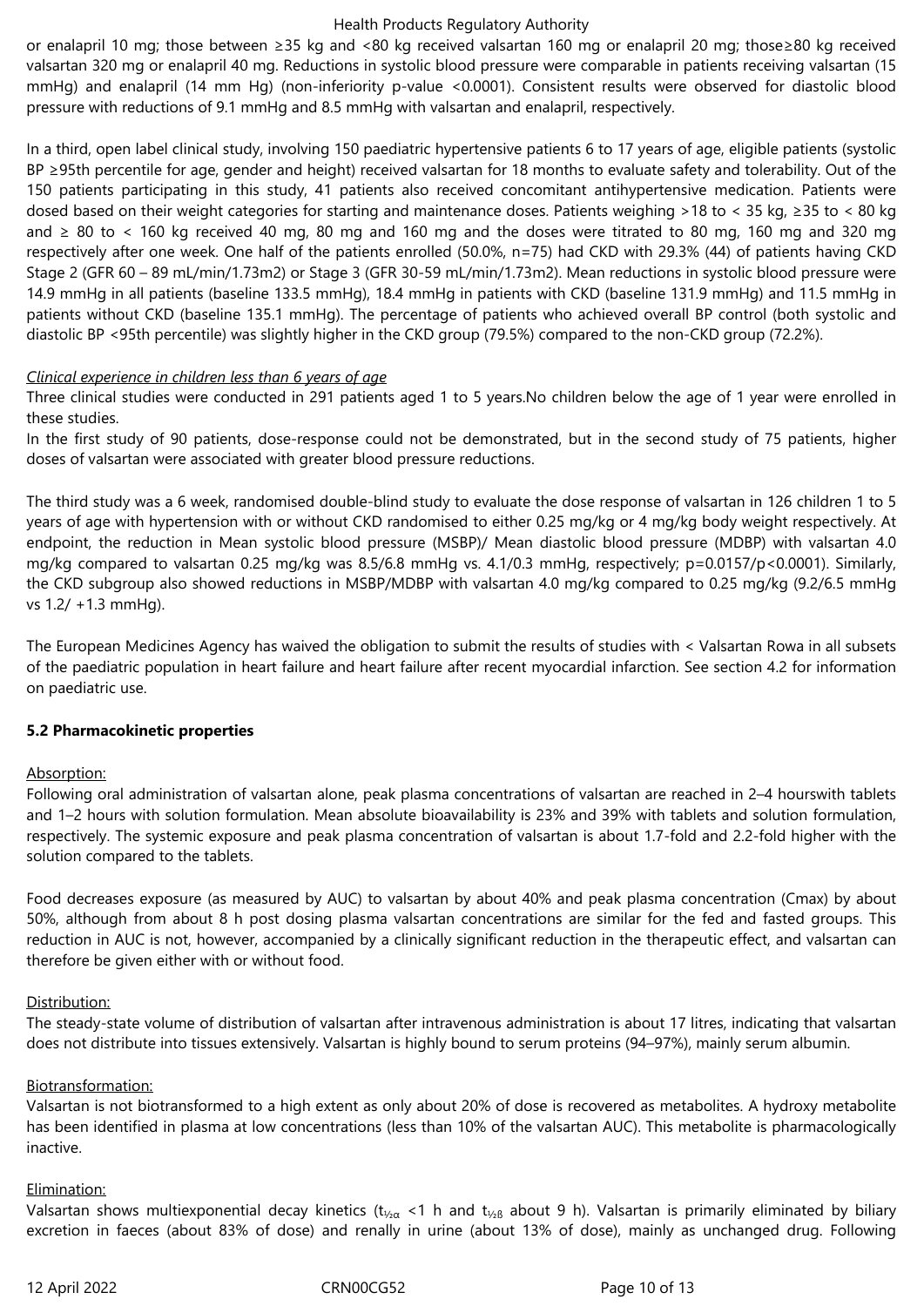or enalapril 10 mg; those between ≥35 kg and <80 kg received valsartan 160 mg or enalapril 20 mg; those≥80 kg received valsartan 320 mg or enalapril 40 mg. Reductions in systolic blood pressure were comparable in patients receiving valsartan (15 mmHg) and enalapril (14 mm Hg) (non-inferiority p-value <0.0001). Consistent results were observed for diastolic blood pressure with reductions of 9.1 mmHg and 8.5 mmHg with valsartan and enalapril, respectively.

In a third, open label clinical study, involving 150 paediatric hypertensive patients 6 to 17 years of age, eligible patients (systolic BP ≥95th percentile for age, gender and height) received valsartan for 18 months to evaluate safety and tolerability. Out of the 150 patients participating in this study, 41 patients also received concomitant antihypertensive medication. Patients were dosed based on their weight categories for starting and maintenance doses. Patients weighing >18 to < 35 kg, ≥35 to < 80 kg and ≥ 80 to < 160 kg received 40 mg, 80 mg and 160 mg and the doses were titrated to 80 mg, 160 mg and 320 mg respectively after one week. One half of the patients enrolled (50.0%, n=75) had CKD with 29.3% (44) of patients having CKD Stage 2 (GFR 60 – 89 mL/min/1.73m2) or Stage 3 (GFR 30-59 mL/min/1.73m2). Mean reductions in systolic blood pressure were 14.9 mmHg in all patients (baseline 133.5 mmHg), 18.4 mmHg in patients with CKD (baseline 131.9 mmHg) and 11.5 mmHg in patients without CKD (baseline 135.1 mmHg). The percentage of patients who achieved overall BP control (both systolic and diastolic BP <95th percentile) was slightly higher in the CKD group (79.5%) compared to the non-CKD group (72.2%).

*Clinical experience in children less than 6 years of age*

Three clinical studies were conducted in 291 patients aged 1 to 5 years.No children below the age of 1 year were enrolled in these studies.

In the first study of 90 patients, dose-response could not be demonstrated, but in the second study of 75 patients, higher doses of valsartan were associated with greater blood pressure reductions.

The third study was a 6 week, randomised double-blind study to evaluate the dose response of valsartan in 126 children 1 to 5 years of age with hypertension with or without CKD randomised to either 0.25 mg/kg or 4 mg/kg body weight respectively. At endpoint, the reduction in Mean systolic blood pressure (MSBP)/ Mean diastolic blood pressure (MDBP) with valsartan 4.0 mg/kg compared to valsartan 0.25 mg/kg was 8.5/6.8 mmHg vs. 4.1/0.3 mmHg, respectively; p=0.0157/p<0.0001). Similarly, the CKD subgroup also showed reductions in MSBP/MDBP with valsartan 4.0 mg/kg compared to 0.25 mg/kg (9.2/6.5 mmHg vs 1.2/ +1.3 mmHg).

The European Medicines Agency has waived the obligation to submit the results of studies with < Valsartan Rowa in all subsets of the paediatric population in heart failure and heart failure after recent myocardial infarction. See section 4.2 for information on paediatric use.

**5.2 Pharmacokinetic properties**

Absorption:

Following oral administration of valsartan alone, peak plasma concentrations of valsartan are reached in 2–4 hourswith tablets and 1–2 hours with solution formulation. Mean absolute bioavailability is 23% and 39% with tablets and solution formulation, respectively. The systemic exposure and peak plasma concentration of valsartan is about 1.7-fold and 2.2-fold higher with the solution compared to the tablets.

Food decreases exposure (as measured by AUC) to valsartan by about 40% and peak plasma concentration (Cmax) by about 50%, although from about 8 h post dosing plasma valsartan concentrations are similar for the fed and fasted groups. This reduction in AUC is not, however, accompanied by a clinically significant reduction in the therapeutic effect, and valsartan can therefore be given either with or without food.

Distribution:

The steady-state volume of distribution of valsartan after intravenous administration is about 17 litres, indicating that valsartan does not distribute into tissues extensively. Valsartan is highly bound to serum proteins (94–97%), mainly serum albumin.

Biotransformation:

Valsartan is not biotransformed to a high extent as only about 20% of dose is recovered as metabolites. A hydroxy metabolite has been identified in plasma at low concentrations (less than 10% of the valsartan AUC). This metabolite is pharmacologically inactive.

Elimination:

Valsartan shows multiexponential decay kinetics ($t_{½\alpha}$ <1 h and $t_{½\beta}$ about 9 h). Valsartan is primarily eliminated by biliary excretion in faeces (about 83% of dose) and renally in urine (about 13% of dose), mainly as unchanged drug. Following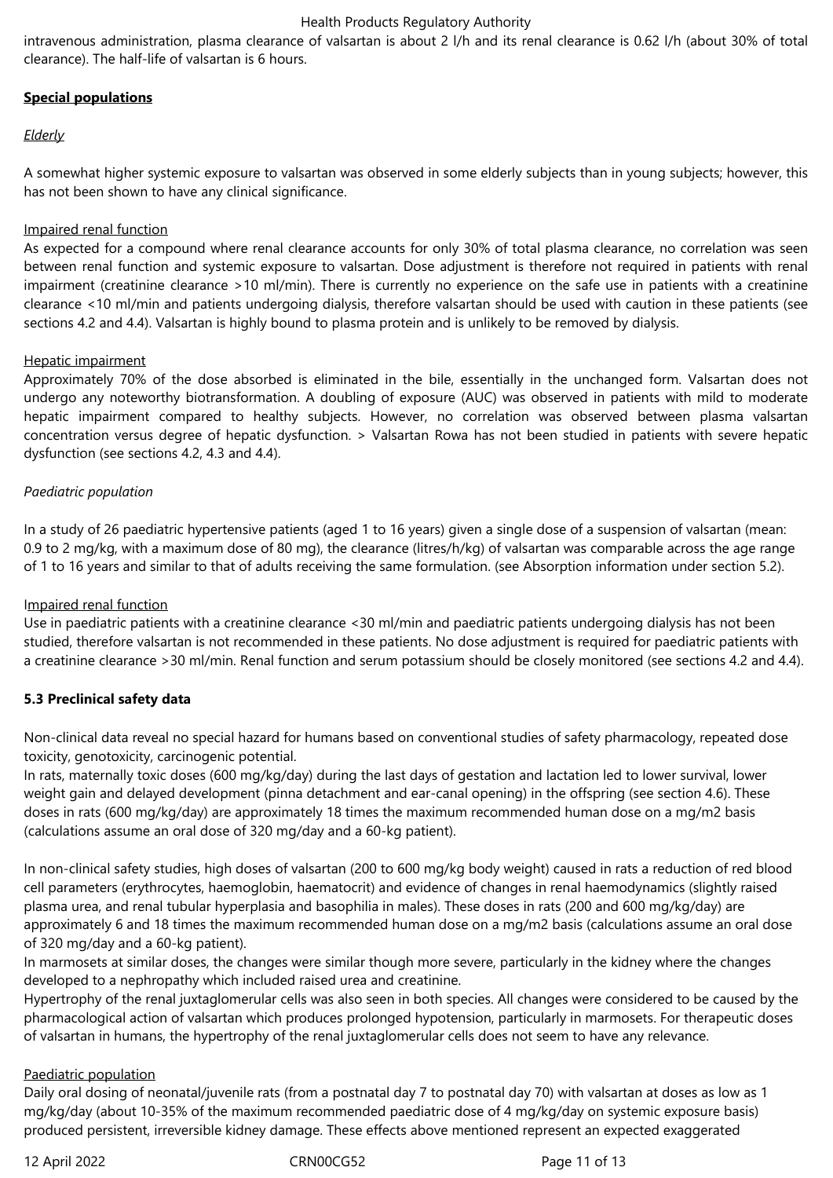intravenous administration, plasma clearance of valsartan is about 2 l/h and its renal clearance is 0.62 l/h (about 30% of total clearance). The half-life of valsartan is 6 hours.

**Special populations**

*Elderly*

A somewhat higher systemic exposure to valsartan was observed in some elderly subjects than in young subjects; however, this has not been shown to have any clinical significance.

Impaired renal function

As expected for a compound where renal clearance accounts for only 30% of total plasma clearance, no correlation was seen between renal function and systemic exposure to valsartan. Dose adjustment is therefore not required in patients with renal impairment (creatinine clearance >10 ml/min). There is currently no experience on the safe use in patients with a creatinine clearance <10 ml/min and patients undergoing dialysis, therefore valsartan should be used with caution in these patients (see sections 4.2 and 4.4). Valsartan is highly bound to plasma protein and is unlikely to be removed by dialysis.

Hepatic impairment

Approximately 70% of the dose absorbed is eliminated in the bile, essentially in the unchanged form. Valsartan does not undergo any noteworthy biotransformation. A doubling of exposure (AUC) was observed in patients with mild to moderate hepatic impairment compared to healthy subjects. However, no correlation was observed between plasma valsartan concentration versus degree of hepatic dysfunction. > Valsartan Rowa has not been studied in patients with severe hepatic dysfunction (see sections 4.2, 4.3 and 4.4).

*Paediatric population*

In a study of 26 paediatric hypertensive patients (aged 1 to 16 years) given a single dose of a suspension of valsartan (mean: 0.9 to 2 mg/kg, with a maximum dose of 80 mg), the clearance (litres/h/kg) of valsartan was comparable across the age range of 1 to 16 years and similar to that of adults receiving the same formulation. (see Absorption information under section 5.2).

Impaired renal function

Use in paediatric patients with a creatinine clearance <30 ml/min and paediatric patients undergoing dialysis has not been studied, therefore valsartan is not recommended in these patients. No dose adjustment is required for paediatric patients with a creatinine clearance >30 ml/min. Renal function and serum potassium should be closely monitored (see sections 4.2 and 4.4).

**5.3 Preclinical safety data**

Non-clinical data reveal no special hazard for humans based on conventional studies of safety pharmacology, repeated dose toxicity, genotoxicity, carcinogenic potential.
In rats, maternally toxic doses (600 mg/kg/day) during the last days of gestation and lactation led to lower survival, lower weight gain and delayed development (pinna detachment and ear-canal opening) in the offspring (see section 4.6). These doses in rats (600 mg/kg/day) are approximately 18 times the maximum recommended human dose on a mg/m2 basis (calculations assume an oral dose of 320 mg/day and a 60-kg patient).

In non-clinical safety studies, high doses of valsartan (200 to 600 mg/kg body weight) caused in rats a reduction of red blood cell parameters (erythrocytes, haemoglobin, haematocrit) and evidence of changes in renal haemodynamics (slightly raised plasma urea, and renal tubular hyperplasia and basophilia in males). These doses in rats (200 and 600 mg/kg/day) are approximately 6 and 18 times the maximum recommended human dose on a mg/m2 basis (calculations assume an oral dose of 320 mg/day and a 60-kg patient).
In marmosets at similar doses, the changes were similar though more severe, particularly in the kidney where the changes developed to a nephropathy which included raised urea and creatinine.
Hypertrophy of the renal juxtaglomerular cells was also seen in both species. All changes were considered to be caused by the pharmacological action of valsartan which produces prolonged hypotension, particularly in marmosets. For therapeutic doses of valsartan in humans, the hypertrophy of the renal juxtaglomerular cells does not seem to have any relevance.

Paediatric population

Daily oral dosing of neonatal/juvenile rats (from a postnatal day 7 to postnatal day 70) with valsartan at doses as low as 1 mg/kg/day (about 10-35% of the maximum recommended paediatric dose of 4 mg/kg/day on systemic exposure basis) produced persistent, irreversible kidney damage. These effects above mentioned represent an expected exaggerated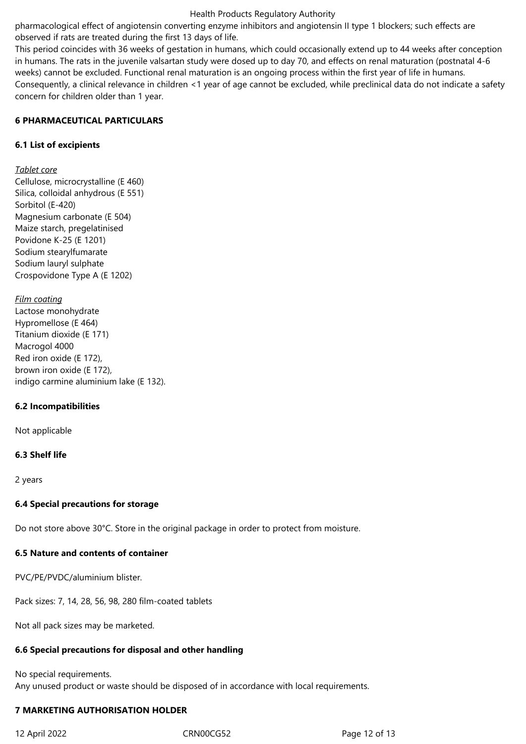pharmacological effect of angiotensin converting enzyme inhibitors and angiotensin II type 1 blockers; such effects are observed if rats are treated during the first 13 days of life.
This period coincides with 36 weeks of gestation in humans, which could occasionally extend up to 44 weeks after conception in humans. The rats in the juvenile valsartan study were dosed up to day 70, and effects on renal maturation (postnatal 4-6 weeks) cannot be excluded. Functional renal maturation is an ongoing process within the first year of life in humans. Consequently, a clinical relevance in children <1 year of age cannot be excluded, while preclinical data do not indicate a safety concern for children older than 1 year.

## 6 PHARMACEUTICAL PARTICULARS

### 6.1 List of excipients

*Tablet core*
Cellulose, microcrystalline (E 460)
Silica, colloidal anhydrous (E 551)
Sorbitol (E-420)
Magnesium carbonate (E 504)
Maize starch, pregelatinised
Povidone K-25 (E 1201)
Sodium stearylfumarate
Sodium lauryl sulphate
Crospovidone Type A (E 1202)

*Film coating*
Lactose monohydrate
Hypromellose (E 464)
Titanium dioxide (E 171)
Macrogol 4000
Red iron oxide (E 172),
brown iron oxide (E 172),
indigo carmine aluminium lake (E 132).

### 6.2 Incompatibilities

Not applicable

### 6.3 Shelf life

2 years

### 6.4 Special precautions for storage

Do not store above 30°C. Store in the original package in order to protect from moisture.

### 6.5 Nature and contents of container

PVC/PE/PVDC/aluminium blister.

Pack sizes: 7, 14, 28, 56, 98, 280 film-coated tablets

Not all pack sizes may be marketed.

### 6.6 Special precautions for disposal and other handling

No special requirements.
Any unused product or waste should be disposed of in accordance with local requirements.

## 7 MARKETING AUTHORISATION HOLDER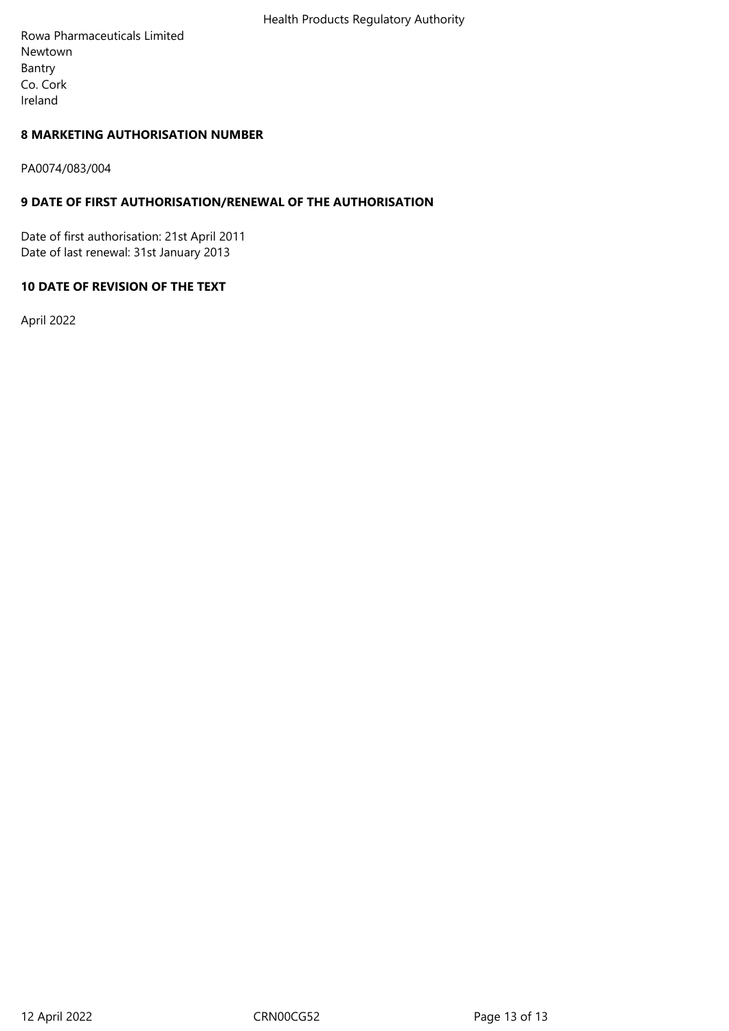Rowa Pharmaceuticals Limited
Newtown
Bantry
Co. Cork
Ireland

## 8 MARKETING AUTHORISATION NUMBER

PA0074/083/004

## 9 DATE OF FIRST AUTHORISATION/RENEWAL OF THE AUTHORISATION

Date of first authorisation: 21st April 2011
Date of last renewal: 31st January 2013

## 10 DATE OF REVISION OF THE TEXT

April 2022